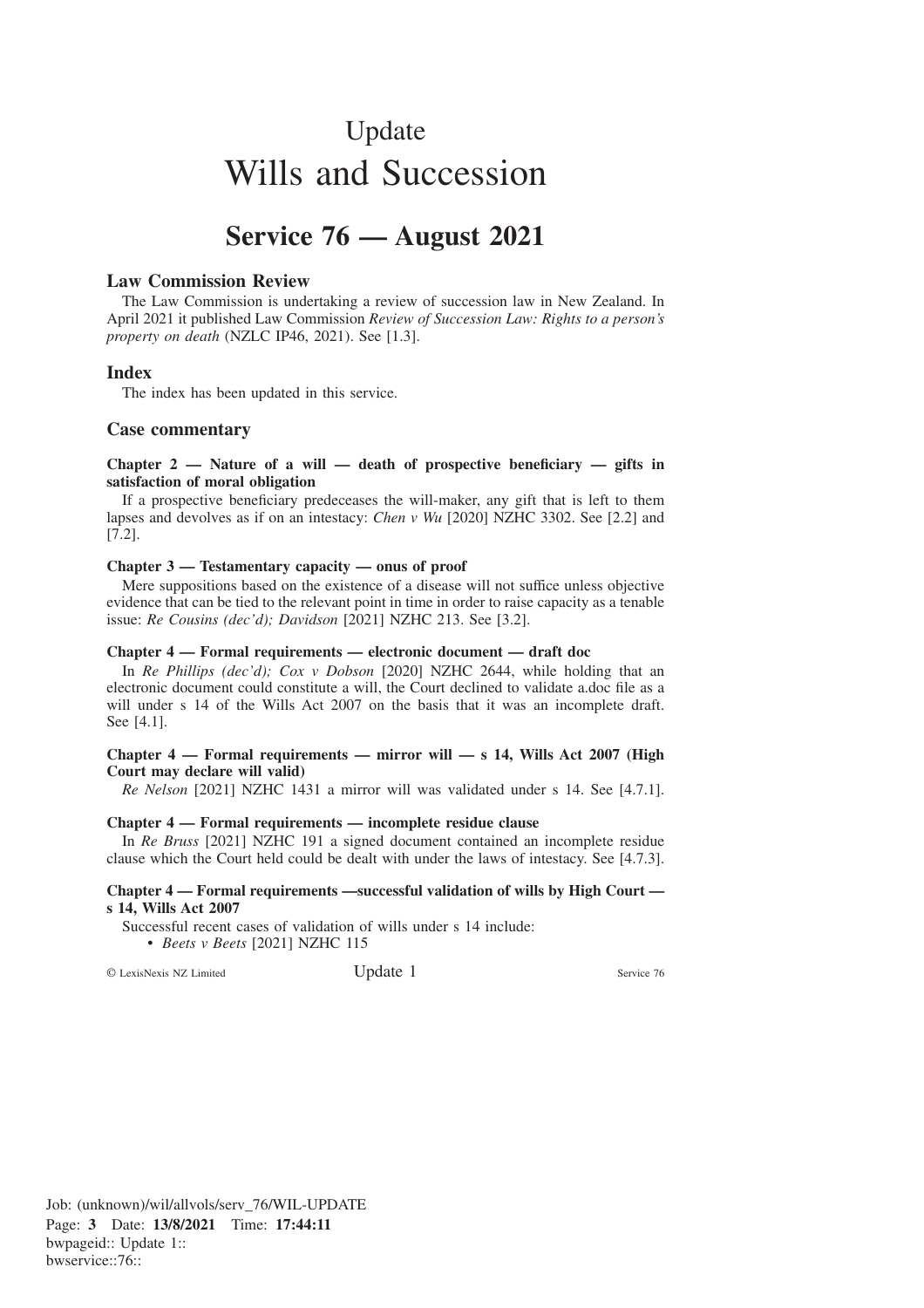# Update

# Wills and Succession

## Service 76 — August 2021

### Law Commission Review

The Law Commission is undertaking a review of succession law in New Zealand. In April 2021 it published Law Commission *Review of Succession Law: Rights to a person's property on death* (NZLC IP46, 2021). See [1.3].

### Index

The index has been updated in this service.

### Case commentary

**Chapter 2 — Nature of a will — death of prospective beneficiary — gifts in satisfaction of moral obligation**

If a prospective beneficiary predeceases the will-maker, any gift that is left to them lapses and devolves as if on an intestacy: *Chen v Wu* [2020] NZHC 3302. See [2.2] and [7.2].

**Chapter 3 — Testamentary capacity — onus of proof**

Mere suppositions based on the existence of a disease will not suffice unless objective evidence that can be tied to the relevant point in time in order to raise capacity as a tenable issue: *Re Cousins (dec'd); Davidson* [2021] NZHC 213. See [3.2].

**Chapter 4 — Formal requirements — electronic document — draft doc**

In *Re Phillips (dec'd); Cox v Dobson* [2020] NZHC 2644, while holding that an electronic document could constitute a will, the Court declined to validate a.doc file as a will under s 14 of the Wills Act 2007 on the basis that it was an incomplete draft. See [4.1].

**Chapter 4 — Formal requirements — mirror will — s 14, Wills Act 2007 (High Court may declare will valid)**

*Re Nelson* [2021] NZHC 1431 a mirror will was validated under s 14. See [4.7.1].

**Chapter 4 — Formal requirements — incomplete residue clause**

In *Re Bruss* [2021] NZHC 191 a signed document contained an incomplete residue clause which the Court held could be dealt with under the laws of intestacy. See [4.7.3].

**Chapter 4 — Formal requirements —successful validation of wills by High Court — s 14, Wills Act 2007**

Successful recent cases of validation of wills under s 14 include:

- *Beets v Beets* [2021] NZHC 115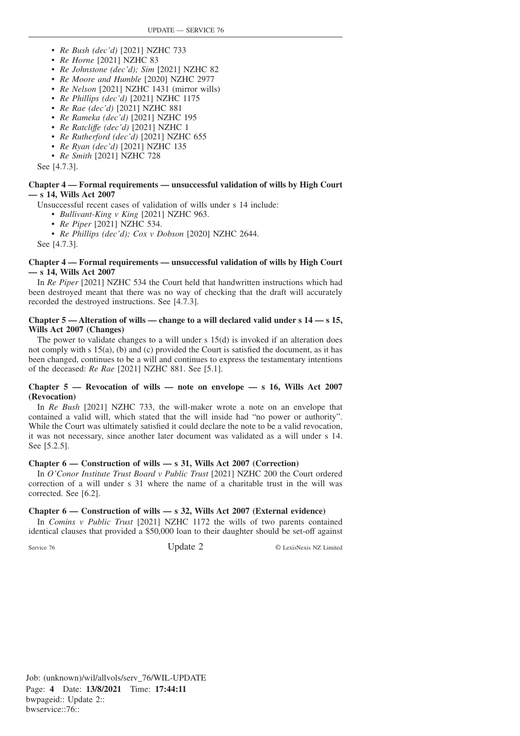- *Re Bush (dec'd)* [2021] NZHC 733
- *Re Horne* [2021] NZHC 83
- *Re Johnstone (dec'd); Sim* [2021] NZHC 82
- *Re Moore and Humble* [2020] NZHC 2977
- *Re Nelson* [2021] NZHC 1431 (mirror wills)
- *Re Phillips (dec'd)* [2021] NZHC 1175
- *Re Rae (dec'd)* [2021] NZHC 881
- *Re Rameka (dec'd)* [2021] NZHC 195
- *Re Ratcliffe (dec'd)* [2021] NZHC 1
- *Re Rutherford (dec'd)* [2021] NZHC 655
- *Re Ryan (dec'd)* [2021] NZHC 135
- *Re Smith* [2021] NZHC 728

See [4.7.3].

**Chapter 4 — Formal requirements — unsuccessful validation of wills by High Court — s 14, Wills Act 2007**

Unsuccessful recent cases of validation of wills under s 14 include:

- *Bullivant-King v King* [2021] NZHC 963.
- *Re Piper* [2021] NZHC 534.
- *Re Phillips (dec'd); Cox v Dobson* [2020] NZHC 2644.

See [4.7.3].

**Chapter 4 — Formal requirements — unsuccessful validation of wills by High Court — s 14, Wills Act 2007**

In *Re Piper* [2021] NZHC 534 the Court held that handwritten instructions which had been destroyed meant that there was no way of checking that the draft will accurately recorded the destroyed instructions. See [4.7.3].

**Chapter 5 — Alteration of wills — change to a will declared valid under s 14 — s 15, Wills Act 2007 (Changes)**

The power to validate changes to a will under s 15(d) is invoked if an alteration does not comply with s 15(a), (b) and (c) provided the Court is satisfied the document, as it has been changed, continues to be a will and continues to express the testamentary intentions of the deceased: *Re Rae* [2021] NZHC 881. See [5.1].

**Chapter 5 — Revocation of wills — note on envelope — s 16, Wills Act 2007 (Revocation)**

In *Re Bush* [2021] NZHC 733, the will-maker wrote a note on an envelope that contained a valid will, which stated that the will inside had "no power or authority". While the Court was ultimately satisfied it could declare the note to be a valid revocation, it was not necessary, since another later document was validated as a will under s 14. See [5.2.5].

**Chapter 6 — Construction of wills — s 31, Wills Act 2007 (Correction)**

In *O'Conor Institute Trust Board v Public Trust* [2021] NZHC 200 the Court ordered correction of a will under s 31 where the name of a charitable trust in the will was corrected. See [6.2].

**Chapter 6 — Construction of wills — s 32, Wills Act 2007 (External evidence)**

In *Comins v Public Trust* [2021] NZHC 1172 the wills of two parents contained identical clauses that provided a $50,000 loan to their daughter should be set-off against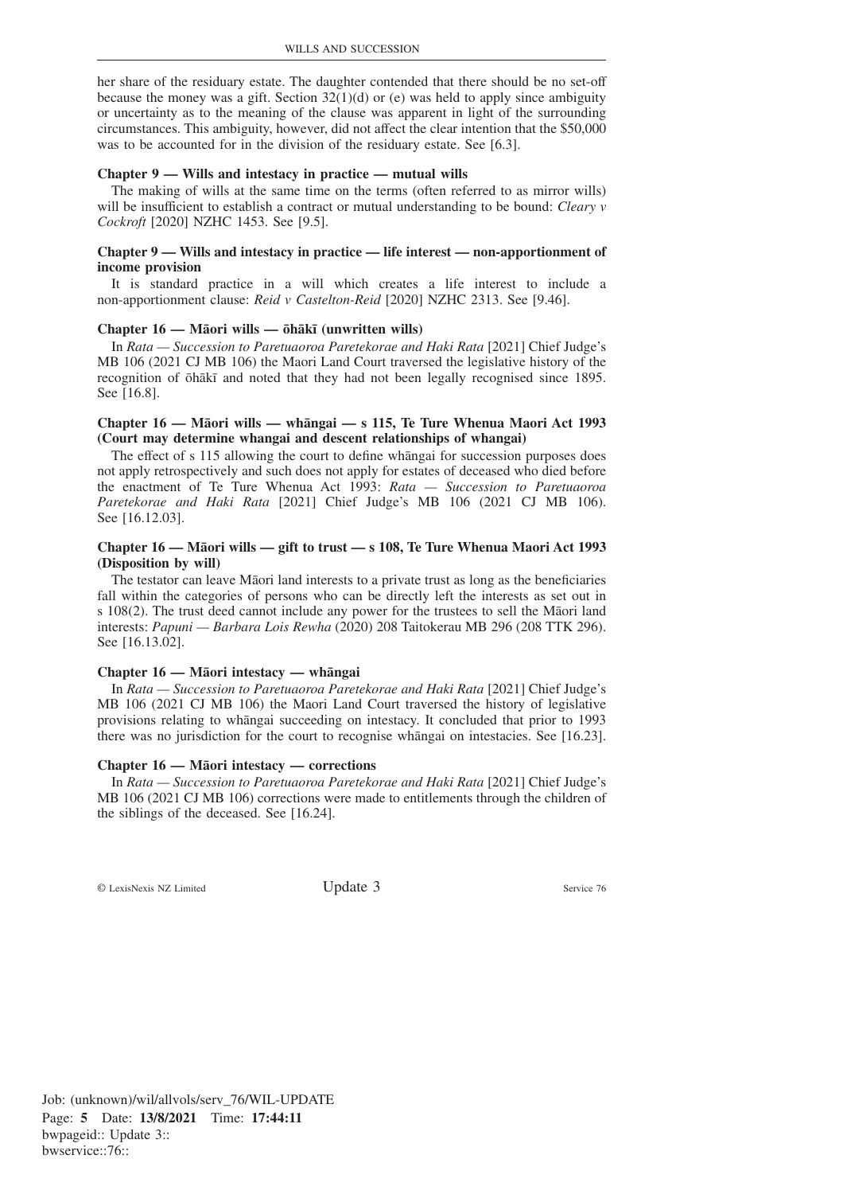her share of the residuary estate. The daughter contended that there should be no set-off because the money was a gift. Section 32(1)(d) or (e) was held to apply since ambiguity or uncertainty as to the meaning of the clause was apparent in light of the surrounding circumstances. This ambiguity, however, did not affect the clear intention that the $50,000 was to be accounted for in the division of the residuary estate. See [6.3].

**Chapter 9 — Wills and intestacy in practice — mutual wills**

The making of wills at the same time on the terms (often referred to as mirror wills) will be insufficient to establish a contract or mutual understanding to be bound: *Cleary v Cockroft* [2020] NZHC 1453. See [9.5].

**Chapter 9 — Wills and intestacy in practice — life interest — non-apportionment of income provision**

It is standard practice in a will which creates a life interest to include a non-apportionment clause: *Reid v Castelton-Reid* [2020] NZHC 2313. See [9.46].

**Chapter 16 — Māori wills — ōhākī (unwritten wills)**

In *Rata — Succession to Paretuaoroa Paretekorae and Haki Rata* [2021] Chief Judge's MB 106 (2021 CJ MB 106) the Maori Land Court traversed the legislative history of the recognition of ōhākī and noted that they had not been legally recognised since 1895. See [16.8].

**Chapter 16 — Māori wills — whāngai — s 115, Te Ture Whenua Maori Act 1993 (Court may determine whangai and descent relationships of whangai)**

The effect of s 115 allowing the court to define whāngai for succession purposes does not apply retrospectively and such does not apply for estates of deceased who died before the enactment of Te Ture Whenua Act 1993: *Rata — Succession to Paretuaoroa Paretekorae and Haki Rata* [2021] Chief Judge's MB 106 (2021 CJ MB 106). See [16.12.03].

**Chapter 16 — Māori wills — gift to trust — s 108, Te Ture Whenua Maori Act 1993 (Disposition by will)**

The testator can leave Māori land interests to a private trust as long as the beneficiaries fall within the categories of persons who can be directly left the interests as set out in s 108(2). The trust deed cannot include any power for the trustees to sell the Māori land interests: *Papuni — Barbara Lois Rewha* (2020) 208 Taitokerau MB 296 (208 TTK 296). See [16.13.02].

**Chapter 16 — Māori intestacy — whāngai**

In *Rata — Succession to Paretuaoroa Paretekorae and Haki Rata* [2021] Chief Judge's MB 106 (2021 CJ MB 106) the Maori Land Court traversed the history of legislative provisions relating to whāngai succeeding on intestacy. It concluded that prior to 1993 there was no jurisdiction for the court to recognise whāngai on intestacies. See [16.23].

**Chapter 16 — Māori intestacy — corrections**

In *Rata — Succession to Paretuaoroa Paretekorae and Haki Rata* [2021] Chief Judge's MB 106 (2021 CJ MB 106) corrections were made to entitlements through the children of the siblings of the deceased. See [16.24].